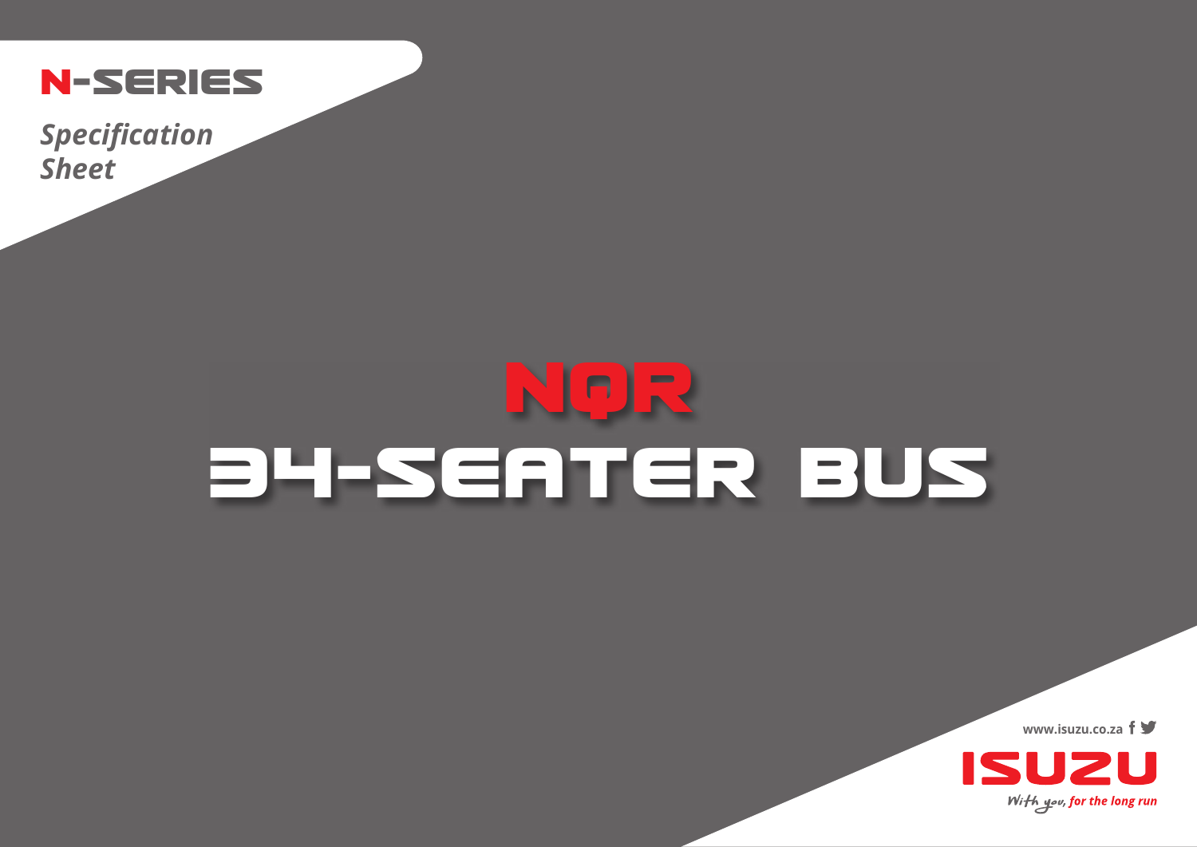# N-SERIES

*Specification Sheet*

# NQR
# 34-SEATER BUS

www.isuzu.co.za

ISUZU

*With you, for the long run*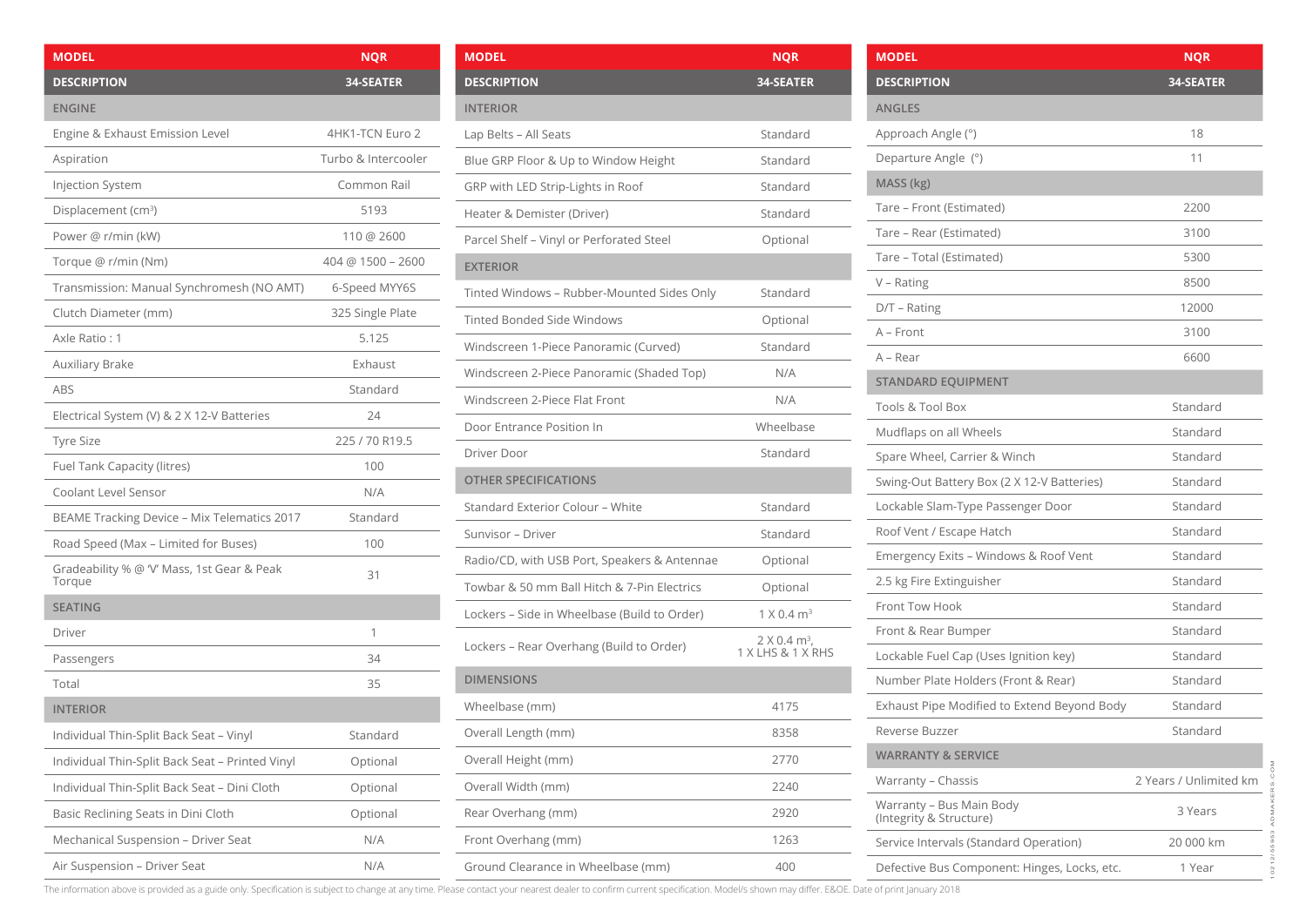| MODEL | NQR |
|---|---|
| **DESCRIPTION** | **34-SEATER** |
| **ENGINE** | |
| Engine & Exhaust Emission Level | 4HK1-TCN Euro 2 |
| Aspiration | Turbo & Intercooler |
| Injection System | Common Rail |
| Displacement ($cm^3$) | 5193 |
| Power @ r/min (kW) | 110 @ 2600 |
| Torque @ r/min (Nm) | 404 @ 1500 – 2600 |
| Transmission: Manual Synchromesh (NO AMT) | 6-Speed MYY6S |
| Clutch Diameter (mm) | 325 Single Plate |
| Axle Ratio : 1 | 5.125 |
| Auxiliary Brake | Exhaust |
| ABS | Standard |
| Electrical System (V) & 2 X 12-V Batteries | 24 |
| Tyre Size | 225 / 70 R19.5 |
| Fuel Tank Capacity (litres) | 100 |
| Coolant Level Sensor | N/A |
| BEAME Tracking Device – Mix Telematics 2017 | Standard |
| Road Speed (Max – Limited for Buses) | 100 |
| Gradeability % @ 'V' Mass, 1st Gear & Peak Torque | 31 |
| **SEATING** | |
| Driver | 1 |
| Passengers | 34 |
| Total | 35 |
| **INTERIOR** | |
| Individual Thin-Split Back Seat – Vinyl | Standard |
| Individual Thin-Split Back Seat – Printed Vinyl | Optional |
| Individual Thin-Split Back Seat – Dini Cloth | Optional |
| Basic Reclining Seats in Dini Cloth | Optional |
| Mechanical Suspension – Driver Seat | N/A |
| Air Suspension – Driver Seat | N/A |

| MODEL | NQR |
|---|---|
| **DESCRIPTION** | **34-SEATER** |
| **INTERIOR** | |
| Lap Belts – All Seats | Standard |
| Blue GRP Floor & Up to Window Height | Standard |
| GRP with LED Strip-Lights in Roof | Standard |
| Heater & Demister (Driver) | Standard |
| Parcel Shelf – Vinyl or Perforated Steel | Optional |
| **EXTERIOR** | |
| Tinted Windows – Rubber-Mounted Sides Only | Standard |
| Tinted Bonded Side Windows | Optional |
| Windscreen 1-Piece Panoramic (Curved) | Standard |
| Windscreen 2-Piece Panoramic (Shaded Top) | N/A |
| Windscreen 2-Piece Flat Front | N/A |
| Door Entrance Position In | Wheelbase |
| Driver Door | Standard |
| **OTHER SPECIFICATIONS** | |
| Standard Exterior Colour – White | Standard |
| Sunvisor – Driver | Standard |
| Radio/CD, with USB Port, Speakers & Antennae | Optional |
| Towbar & 50 mm Ball Hitch & 7-Pin Electrics | Optional |
| Lockers – Side in Wheelbase (Build to Order) | 1 X 0.4 $m^3$ |
| Lockers – Rear Overhang (Build to Order) | 2 X 0.4 $m^3$, 1 X LHS & 1 X RHS |
| **DIMENSIONS** | |
| Wheelbase (mm) | 4175 |
| Overall Length (mm) | 8358 |
| Overall Height (mm) | 2770 |
| Overall Width (mm) | 2240 |
| Rear Overhang (mm) | 2920 |
| Front Overhang (mm) | 1263 |
| Ground Clearance in Wheelbase (mm) | 400 |

| MODEL | NQR |
|---|---|
| **DESCRIPTION** | **34-SEATER** |
| **ANGLES** | |
| Approach Angle (°) | 18 |
| Departure Angle (°) | 11 |
| **MASS (kg)** | |
| Tare – Front (Estimated) | 2200 |
| Tare – Rear (Estimated) | 3100 |
| Tare – Total (Estimated) | 5300 |
| V – Rating | 8500 |
| D/T – Rating | 12000 |
| A – Front | 3100 |
| A – Rear | 6600 |
| **STANDARD EQUIPMENT** | |
| Tools & Tool Box | Standard |
| Mudflaps on all Wheels | Standard |
| Spare Wheel, Carrier & Winch | Standard |
| Swing-Out Battery Box (2 X 12-V Batteries) | Standard |
| Lockable Slam-Type Passenger Door | Standard |
| Roof Vent / Escape Hatch | Standard |
| Emergency Exits – Windows & Roof Vent | Standard |
| 2.5 kg Fire Extinguisher | Standard |
| Front Tow Hook | Standard |
| Front & Rear Bumper | Standard |
| Lockable Fuel Cap (Uses Ignition key) | Standard |
| Number Plate Holders (Front & Rear) | Standard |
| Exhaust Pipe Modified to Extend Beyond Body | Standard |
| Reverse Buzzer | Standard |
| **WARRANTY & SERVICE** | |
| Warranty – Chassis | 2 Years / Unlimited km |
| Warranty – Bus Main Body (Integrity & Structure) | 3 Years |
| Service Intervals (Standard Operation) | 20 000 km |
| Defective Bus Component: Hinges, Locks, etc. | 1 Year |

The information above is provided as a guide only. Specification is subject to change at any time. Please contact your nearest dealer to confirm current specification. Model/s shown may differ. E&OE. Date of print January 2018

10212/55953 ADMAKERS.COM